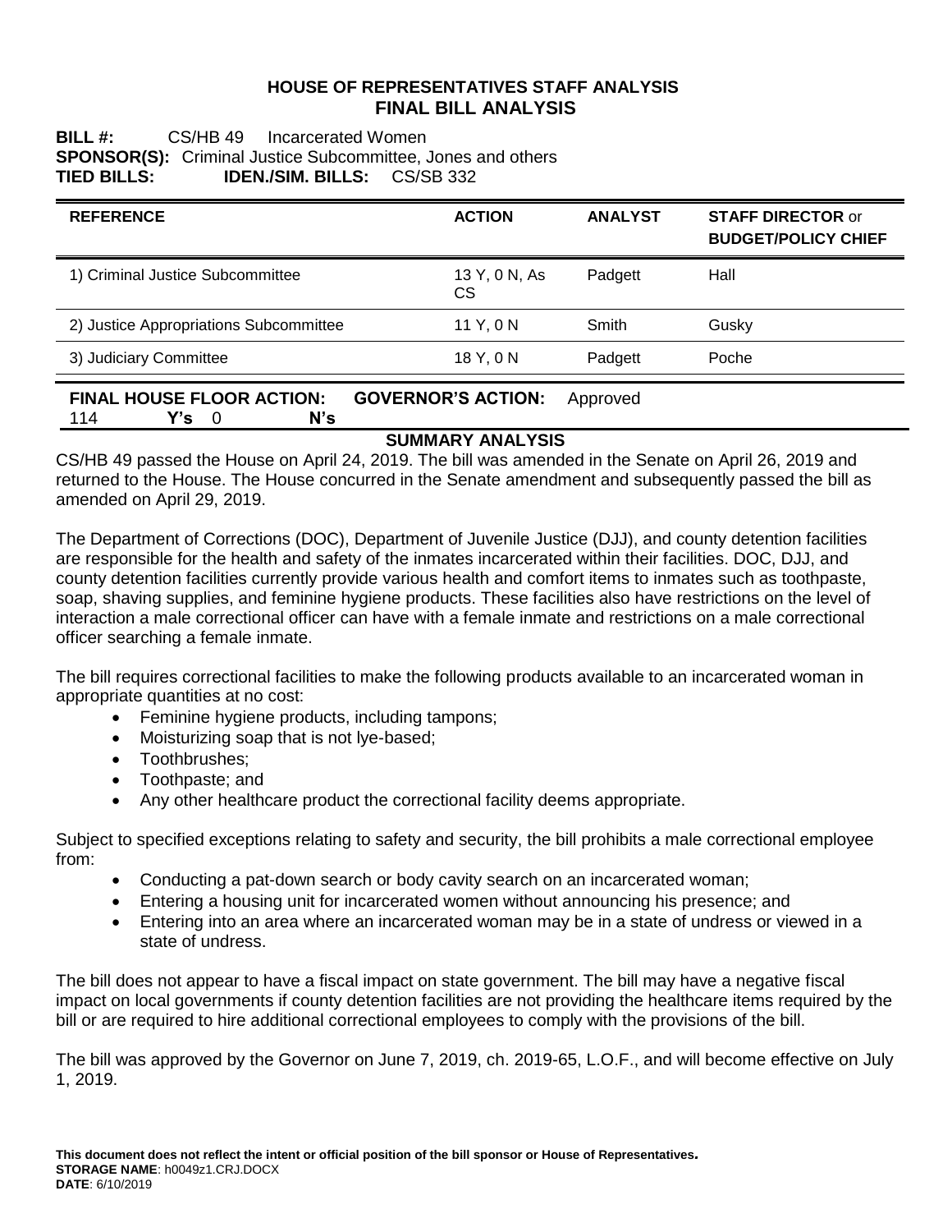# HOUSE OF REPRESENTATIVES STAFF ANALYSIS
## FINAL BILL ANALYSIS

**BILL #:** CS/HB 49 Incarcerated Women
**SPONSOR(S):** Criminal Justice Subcommittee, Jones and others
**TIED BILLS:** **IDEN./SIM. BILLS:** CS/SB 332

| REFERENCE | ACTION | ANALYST | STAFF DIRECTOR or BUDGET/POLICY CHIEF |
|---|---|---|---|
| 1) Criminal Justice Subcommittee | 13 Y, 0 N, As CS | Padgett | Hall |
| 2) Justice Appropriations Subcommittee | 11 Y, 0 N | Smith | Gusky |
| 3) Judiciary Committee | 18 Y, 0 N | Padgett | Poche |

**FINAL HOUSE FLOOR ACTION:** 114 **Y's** 0 **N's**
**GOVERNOR'S ACTION:** Approved

## SUMMARY ANALYSIS

CS/HB 49 passed the House on April 24, 2019. The bill was amended in the Senate on April 26, 2019 and returned to the House. The House concurred in the Senate amendment and subsequently passed the bill as amended on April 29, 2019.

The Department of Corrections (DOC), Department of Juvenile Justice (DJJ), and county detention facilities are responsible for the health and safety of the inmates incarcerated within their facilities. DOC, DJJ, and county detention facilities currently provide various health and comfort items to inmates such as toothpaste, soap, shaving supplies, and feminine hygiene products. These facilities also have restrictions on the level of interaction a male correctional officer can have with a female inmate and restrictions on a male correctional officer searching a female inmate.

The bill requires correctional facilities to make the following products available to an incarcerated woman in appropriate quantities at no cost:

- Feminine hygiene products, including tampons;
- Moisturizing soap that is not lye-based;
- Toothbrushes;
- Toothpaste; and
- Any other healthcare product the correctional facility deems appropriate.

Subject to specified exceptions relating to safety and security, the bill prohibits a male correctional employee from:

- Conducting a pat-down search or body cavity search on an incarcerated woman;
- Entering a housing unit for incarcerated women without announcing his presence; and
- Entering into an area where an incarcerated woman may be in a state of undress or viewed in a state of undress.

The bill does not appear to have a fiscal impact on state government. The bill may have a negative fiscal impact on local governments if county detention facilities are not providing the healthcare items required by the bill or are required to hire additional correctional employees to comply with the provisions of the bill.

The bill was approved by the Governor on June 7, 2019, ch. 2019-65, L.O.F., and will become effective on July 1, 2019.

**This document does not reflect the intent or official position of the bill sponsor or House of Representatives.**
**STORAGE NAME**: h0049z1.CRJ.DOCX
**DATE**: 6/10/2019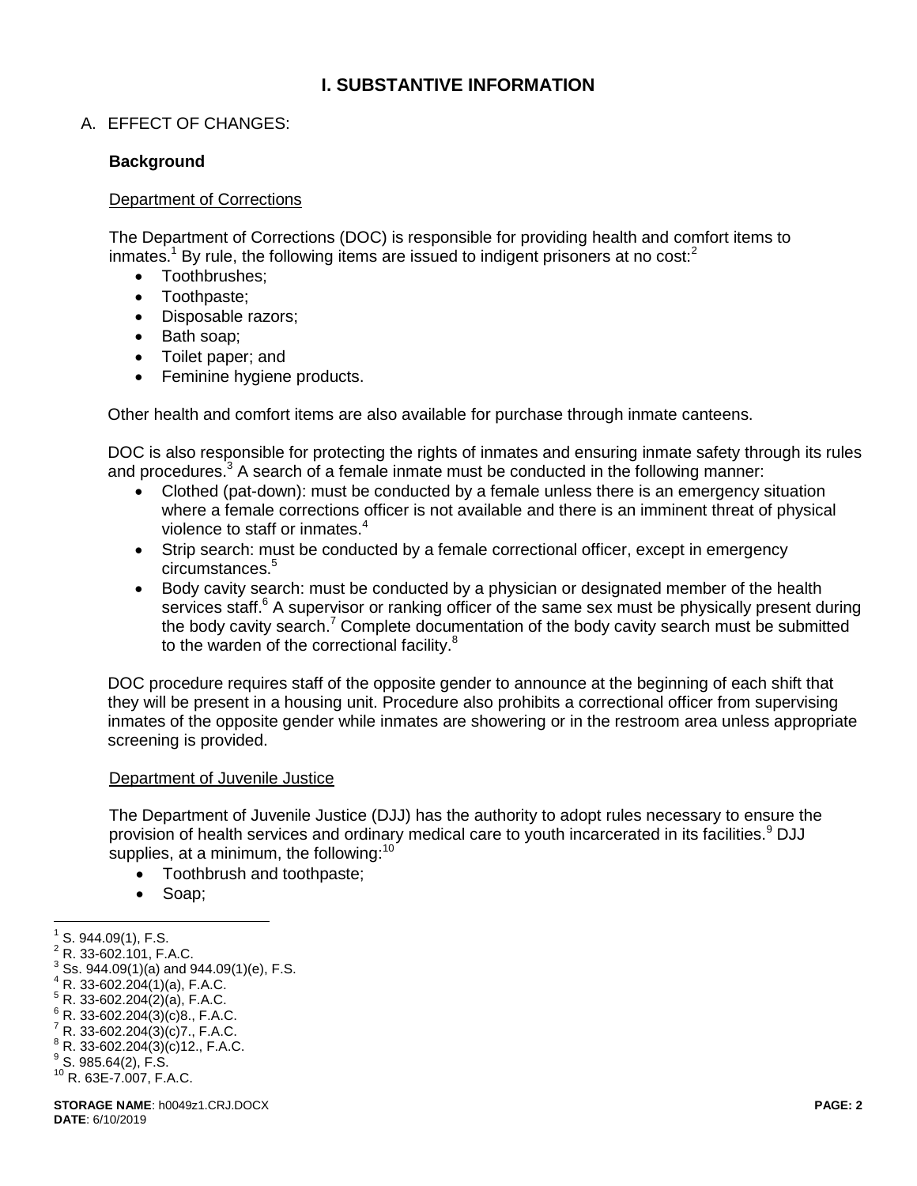# I. SUBSTANTIVE INFORMATION

## A. EFFECT OF CHANGES:

### Background

Department of Corrections

The Department of Corrections (DOC) is responsible for providing health and comfort items to inmates.[1] By rule, the following items are issued to indigent prisoners at no cost:[2]

- Toothbrushes;
- Toothpaste;
- Disposable razors;
- Bath soap;
- Toilet paper; and
- Feminine hygiene products.

Other health and comfort items are also available for purchase through inmate canteens.

DOC is also responsible for protecting the rights of inmates and ensuring inmate safety through its rules and procedures.[3] A search of a female inmate must be conducted in the following manner:

- Clothed (pat-down): must be conducted by a female unless there is an emergency situation where a female corrections officer is not available and there is an imminent threat of physical violence to staff or inmates.[4]
- Strip search: must be conducted by a female correctional officer, except in emergency circumstances.[5]
- Body cavity search: must be conducted by a physician or designated member of the health services staff.[6] A supervisor or ranking officer of the same sex must be physically present during the body cavity search.[7] Complete documentation of the body cavity search must be submitted to the warden of the correctional facility.[8]

DOC procedure requires staff of the opposite gender to announce at the beginning of each shift that they will be present in a housing unit. Procedure also prohibits a correctional officer from supervising inmates of the opposite gender while inmates are showering or in the restroom area unless appropriate screening is provided.

Department of Juvenile Justice

The Department of Juvenile Justice (DJJ) has the authority to adopt rules necessary to ensure the provision of health services and ordinary medical care to youth incarcerated in its facilities.[9] DJJ supplies, at a minimum, the following:[10]

- Toothbrush and toothpaste;
- Soap;

---

[1] S. 944.09(1), F.S.
[2] R. 33-602.101, F.A.C.
[3] Ss. 944.09(1)(a) and 944.09(1)(e), F.S.
[4] R. 33-602.204(1)(a), F.A.C.
[5] R. 33-602.204(2)(a), F.A.C.
[6] R. 33-602.204(3)(c)8., F.A.C.
[7] R. 33-602.204(3)(c)7., F.A.C.
[8] R. 33-602.204(3)(c)12., F.A.C.
[9] S. 985.64(2), F.S.
[10] R. 63E-7.007, F.A.C.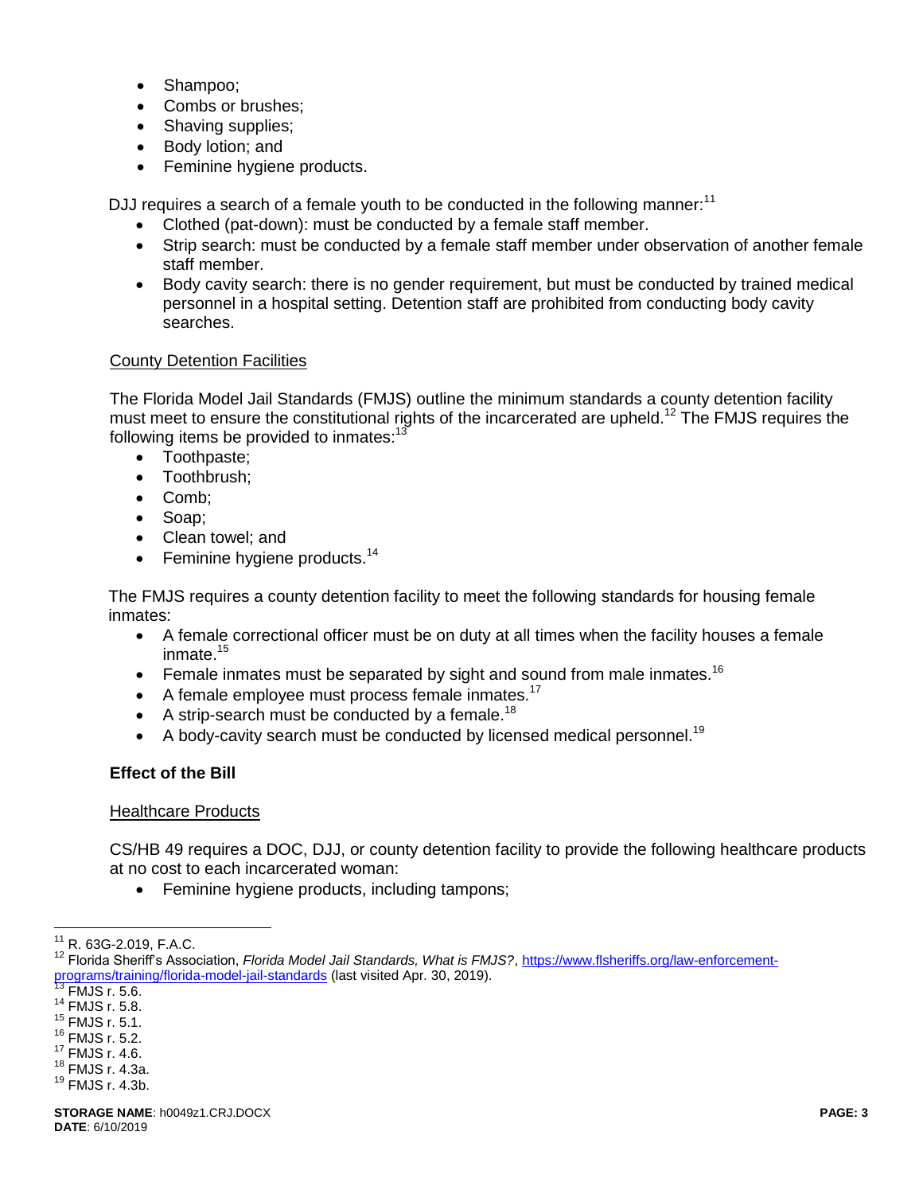- Shampoo;
- Combs or brushes;
- Shaving supplies;
- Body lotion; and
- Feminine hygiene products.

DJJ requires a search of a female youth to be conducted in the following manner:[11]

- Clothed (pat-down): must be conducted by a female staff member.
- Strip search: must be conducted by a female staff member under observation of another female staff member.
- Body cavity search: there is no gender requirement, but must be conducted by trained medical personnel in a hospital setting. Detention staff are prohibited from conducting body cavity searches.

County Detention Facilities

The Florida Model Jail Standards (FMJS) outline the minimum standards a county detention facility must meet to ensure the constitutional rights of the incarcerated are upheld.[12] The FMJS requires the following items be provided to inmates:[13]

- Toothpaste;
- Toothbrush;
- Comb;
- Soap;
- Clean towel; and
- Feminine hygiene products.[14]

The FMJS requires a county detention facility to meet the following standards for housing female inmates:

- A female correctional officer must be on duty at all times when the facility houses a female inmate.[15]
- Female inmates must be separated by sight and sound from male inmates.[16]
- A female employee must process female inmates.[17]
- A strip-search must be conducted by a female.[18]
- A body-cavity search must be conducted by licensed medical personnel.[19]

**Effect of the Bill**

Healthcare Products

CS/HB 49 requires a DOC, DJJ, or county detention facility to provide the following healthcare products at no cost to each incarcerated woman:

- Feminine hygiene products, including tampons;

---

[11] R. 63G-2.019, F.A.C.

[12] Florida Sheriff's Association, *Florida Model Jail Standards, What is FMJS?*, https://www.flsheriffs.org/law-enforcement-programs/training/florida-model-jail-standards (last visited Apr. 30, 2019).

[13] FMJS r. 5.6.

[14] FMJS r. 5.8.

[15] FMJS r. 5.1.

[16] FMJS r. 5.2.

[17] FMJS r. 4.6.

[18] FMJS r. 4.3a.

[19] FMJS r. 4.3b.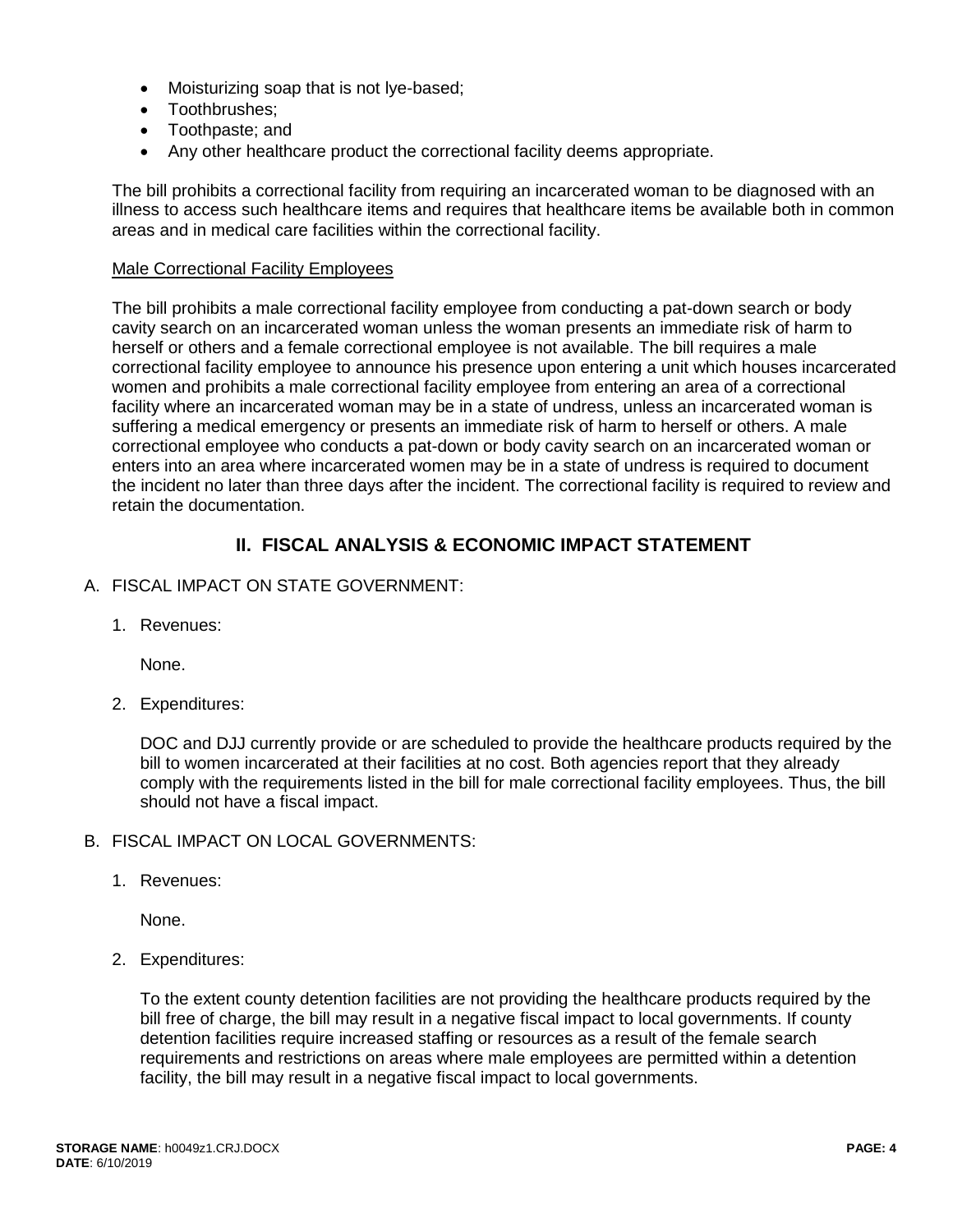- Moisturizing soap that is not lye-based;
- Toothbrushes;
- Toothpaste; and
- Any other healthcare product the correctional facility deems appropriate.

The bill prohibits a correctional facility from requiring an incarcerated woman to be diagnosed with an illness to access such healthcare items and requires that healthcare items be available both in common areas and in medical care facilities within the correctional facility.

Male Correctional Facility Employees

The bill prohibits a male correctional facility employee from conducting a pat-down search or body cavity search on an incarcerated woman unless the woman presents an immediate risk of harm to herself or others and a female correctional employee is not available. The bill requires a male correctional facility employee to announce his presence upon entering a unit which houses incarcerated women and prohibits a male correctional facility employee from entering an area of a correctional facility where an incarcerated woman may be in a state of undress, unless an incarcerated woman is suffering a medical emergency or presents an immediate risk of harm to herself or others. A male correctional employee who conducts a pat-down or body cavity search on an incarcerated woman or enters into an area where incarcerated women may be in a state of undress is required to document the incident no later than three days after the incident. The correctional facility is required to review and retain the documentation.

## II. FISCAL ANALYSIS & ECONOMIC IMPACT STATEMENT

A. FISCAL IMPACT ON STATE GOVERNMENT:

1. Revenues:

   None.

2. Expenditures:

   DOC and DJJ currently provide or are scheduled to provide the healthcare products required by the bill to women incarcerated at their facilities at no cost. Both agencies report that they already comply with the requirements listed in the bill for male correctional facility employees. Thus, the bill should not have a fiscal impact.

B. FISCAL IMPACT ON LOCAL GOVERNMENTS:

1. Revenues:

   None.

2. Expenditures:

   To the extent county detention facilities are not providing the healthcare products required by the bill free of charge, the bill may result in a negative fiscal impact to local governments. If county detention facilities require increased staffing or resources as a result of the female search requirements and restrictions on areas where male employees are permitted within a detention facility, the bill may result in a negative fiscal impact to local governments.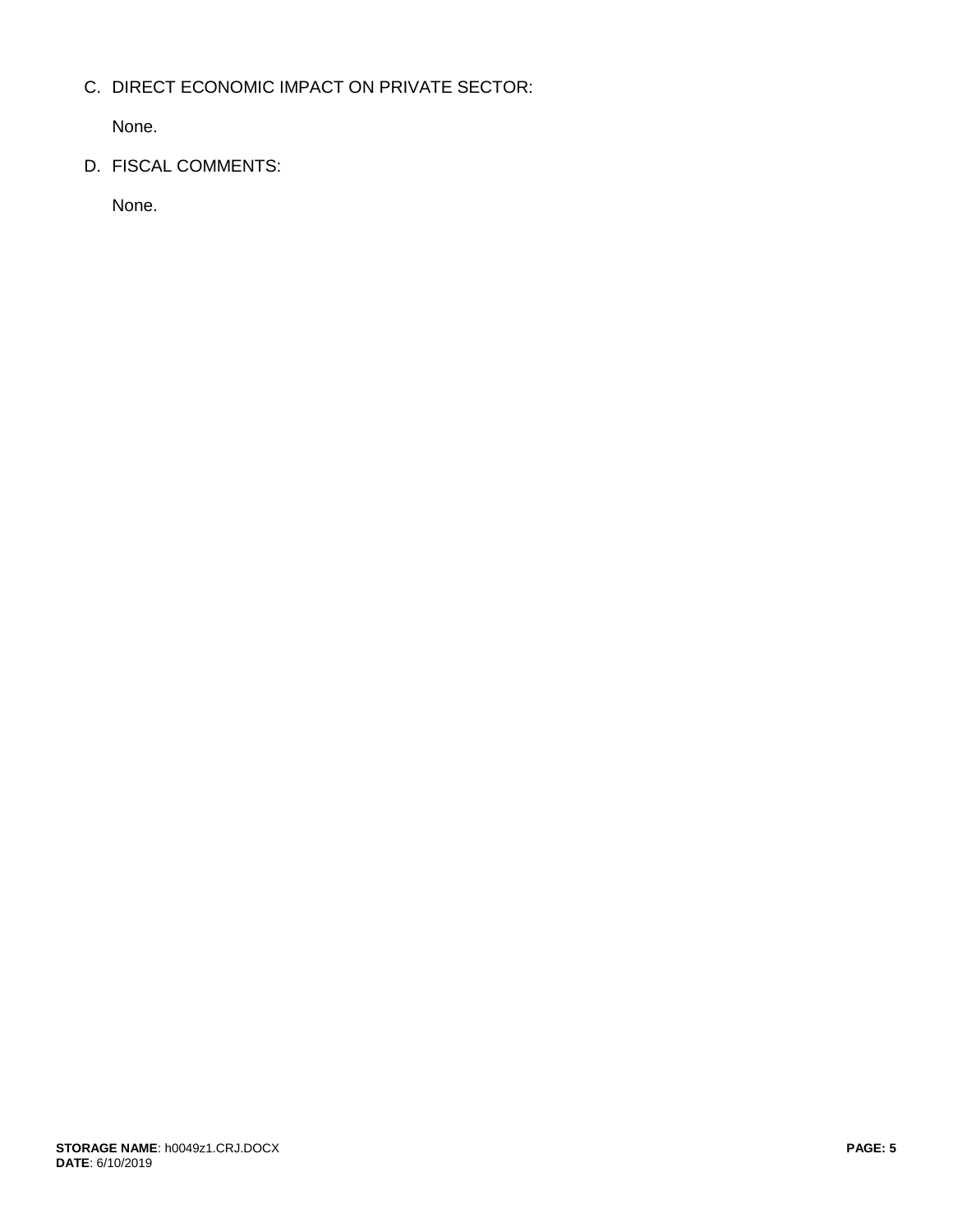C. DIRECT ECONOMIC IMPACT ON PRIVATE SECTOR:

None.

D. FISCAL COMMENTS:

None.